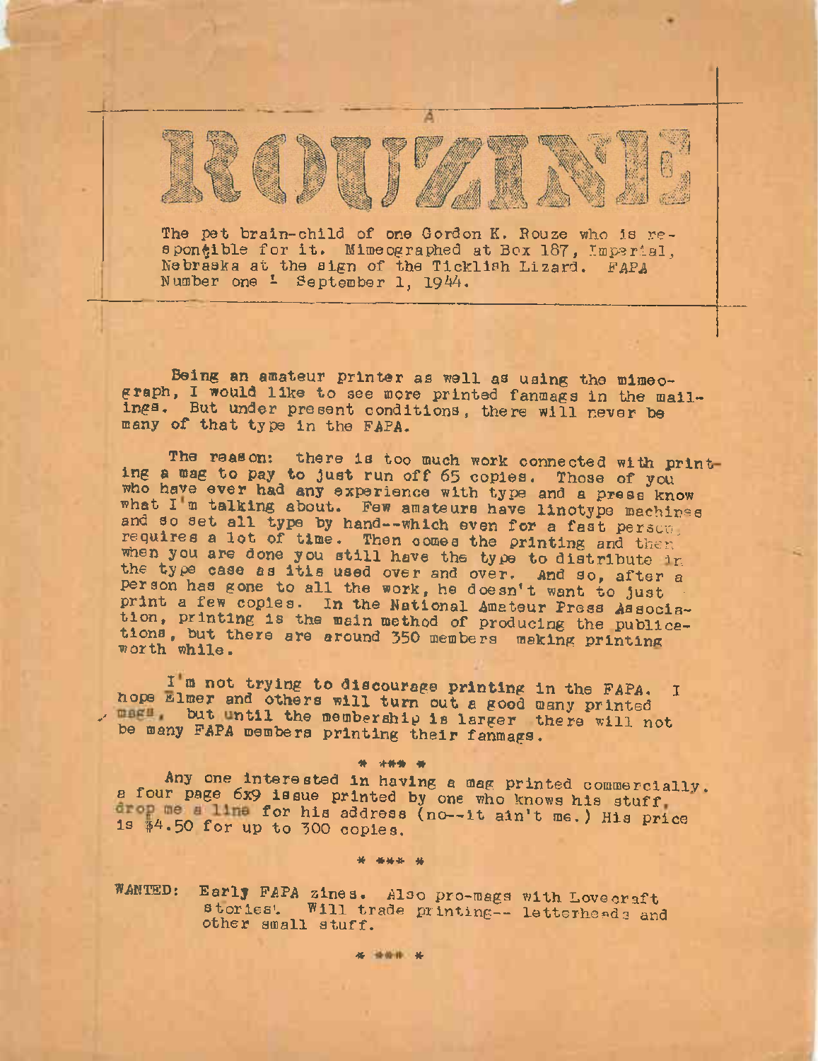# A ROUZINE

The pet brain-child of one Gordon K. Rouze who is responsible for it. Mimeographed at Box 187, Imperial, Nebraska at the sign of the Ticklish Lizard. FAPA Number one - September 1, 1944.

Being an amateur printer as well as using the mimeograph, I would like to see more printed fanmags in the mailings. But under present conditions, there will never be many of that type in the FAPA.

The reason: there is too much work connected with printing a mag to pay to just run off 65 copies. Those of you who have ever had any experience with type and a press know what I'm talking about. Few amateurs have linotype machines and so set all type by hand--which even for a fast person requires a lot of time. Then comes the printing and then when you are done you still have the type to distribute in the type case as itis used over and over. And so, after a person has gone to all the work, he doesn't want to just print a few copies. In the National Amateur Press Association, printing is the main method of producing the publications, but there are around 350 members making printing worth while.

I'm not trying to discourage printing in the FAPA. I hope Elmer and others will turn out a good many printed mags, but until the membership is larger there will not be many FAPA members printing their fanmags.

\* \*\*\* \*

Any one interested in having a mag printed commercially, a four page 6x9 issue printed by one who knows his stuff, drop me a line for his address (no--it ain't me.) His price is $4.50 for up to 300 copies.

\* \*\*\* \*

WANTED: Early FAPA zines. Also pro-mags with Lovecraft stories! Will trade printing-- letterheads and other small stuff.

\* \*\*\* \*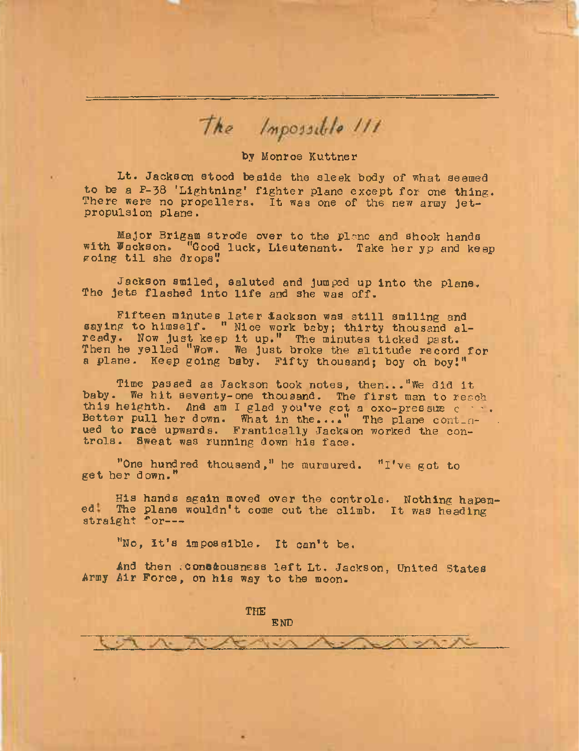# The Impossible !!!

by Monroe Kuttner

Lt. Jackson stood beside the sleek body of what seemed to be a P-38 'Lightning' fighter plane except for one thing. There were no propellers. It was one of the new army jet-propulsion plane.

Major Brigam strode over to the plane and shook hands with Jackson. "Good luck, Lieutenant. Take her yp and keep going til she drops".

Jackson smiled, saluted and jumped up into the plane. The jets flashed into life and she was off.

Fifteen minutes later Jackson was still smiling and saying to himself. " Nice work baby; thirty thousand already. Now just keep it up." The minutes ticked past. Then he yelled "Wow. We just broke the altitude record for a plane. Keep going baby. Fifty thousand; boy oh boy!"

Time passed as Jackson took notes, then..."We did it baby. We hit seventy-one thousand. The first man to reach this heighth. And am I glad you've got a oxo-pressure c . . Better pull her down. What in the...." The plane continued to race upwards. Frantically Jackson worked the controls. Sweat was running down his face.

"One hundred thousand," he murmured. "I've got to get her down."

His hands again moved over the controls. Nothing hapened! The plane wouldn't come out the climb. It was heading straight for---

"No, It's impossible. It can't be.

And then consciousness left Lt. Jackson, United States Army Air Force, on his way to the moon.

THE END